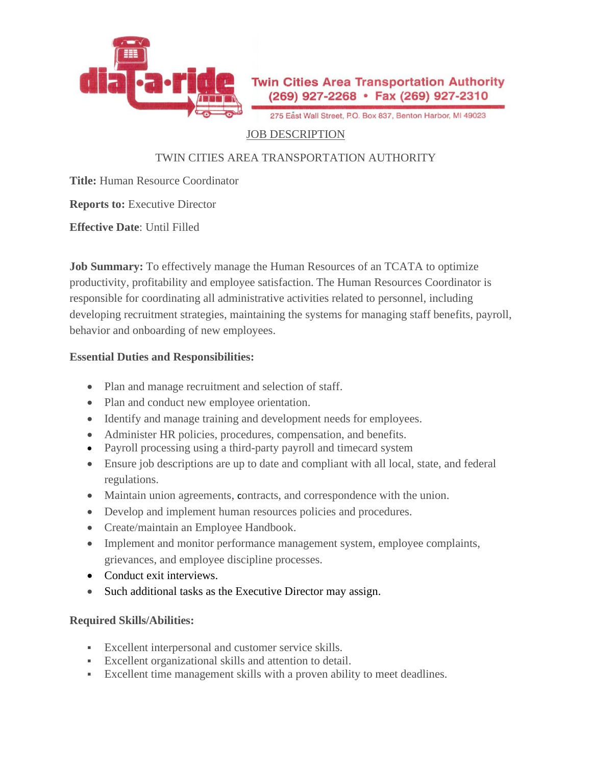Twin Cities Area Transportation Authority
(269) 927-2268 • Fax (269) 927-2310
275 East Wall Street, P.O. Box 837, Benton Harbor, MI 49023

JOB DESCRIPTION

TWIN CITIES AREA TRANSPORTATION AUTHORITY

**Title:** Human Resource Coordinator

**Reports to:** Executive Director

**Effective Date**: Until Filled

**Job Summary:** To effectively manage the Human Resources of an TCATA to optimize productivity, profitability and employee satisfaction. The Human Resources Coordinator is responsible for coordinating all administrative activities related to personnel, including developing recruitment strategies, maintaining the systems for managing staff benefits, payroll, behavior and onboarding of new employees.

**Essential Duties and Responsibilities:**

- Plan and manage recruitment and selection of staff.
- Plan and conduct new employee orientation.
- Identify and manage training and development needs for employees.
- Administer HR policies, procedures, compensation, and benefits.
- Payroll processing using a third-party payroll and timecard system
- Ensure job descriptions are up to date and compliant with all local, state, and federal regulations.
- Maintain union agreements, contracts, and correspondence with the union.
- Develop and implement human resources policies and procedures.
- Create/maintain an Employee Handbook.
- Implement and monitor performance management system, employee complaints, grievances, and employee discipline processes.
- Conduct exit interviews.
- Such additional tasks as the Executive Director may assign.

**Required Skills/Abilities:**

- Excellent interpersonal and customer service skills.
- Excellent organizational skills and attention to detail.
- Excellent time management skills with a proven ability to meet deadlines.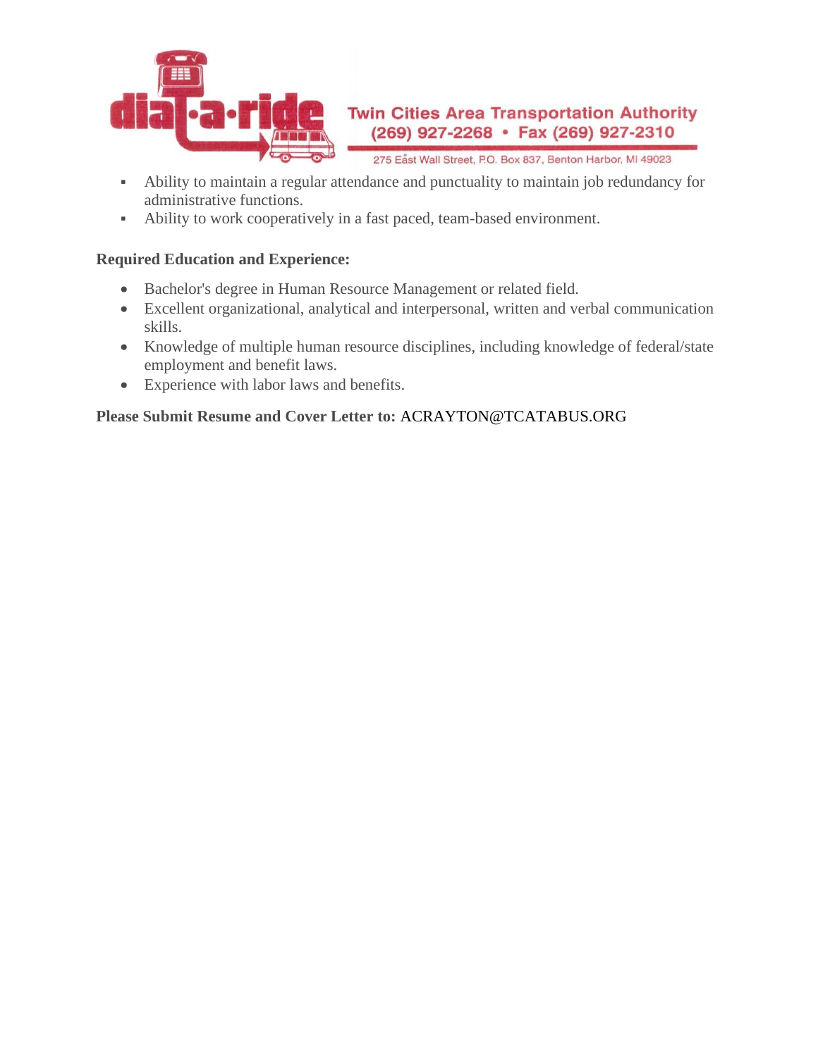Twin Cities Area Transportation Authority
(269) 927-2268 • Fax (269) 927-2310
275 East Wall Street, P.O. Box 837, Benton Harbor, MI 49023

- Ability to maintain a regular attendance and punctuality to maintain job redundancy for administrative functions.
- Ability to work cooperatively in a fast paced, team-based environment.

**Required Education and Experience:**

- Bachelor's degree in Human Resource Management or related field.
- Excellent organizational, analytical and interpersonal, written and verbal communication skills.
- Knowledge of multiple human resource disciplines, including knowledge of federal/state employment and benefit laws.
- Experience with labor laws and benefits.

**Please Submit Resume and Cover Letter to:** ACRAYTON@TCATABUS.ORG